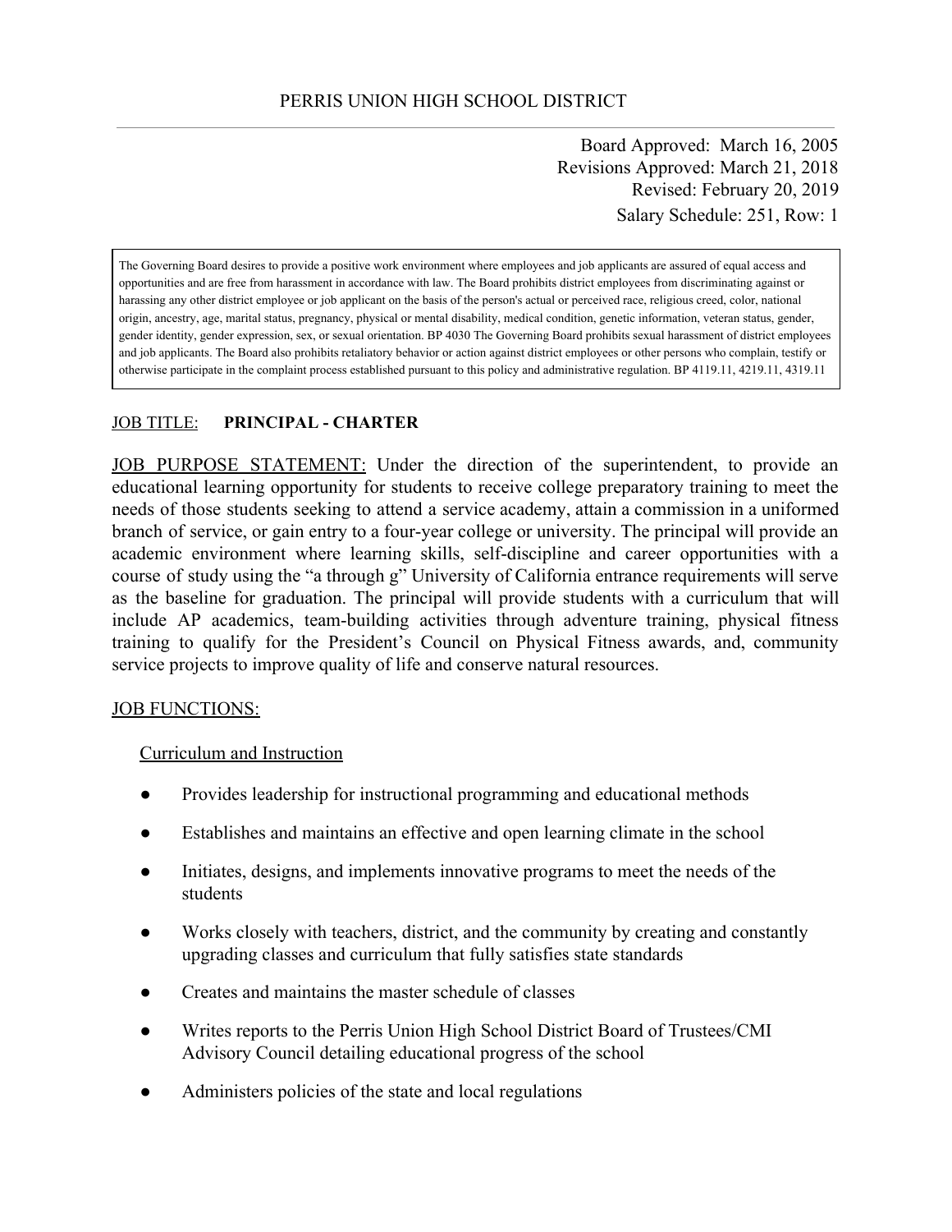# PERRIS UNION HIGH SCHOOL DISTRICT

Board Approved: March 16, 2005
Revisions Approved: March 21, 2018
Revised: February 20, 2019
Salary Schedule: 251, Row: 1

> The Governing Board desires to provide a positive work environment where employees and job applicants are assured of equal access and opportunities and are free from harassment in accordance with law. The Board prohibits district employees from discriminating against or harassing any other district employee or job applicant on the basis of the person's actual or perceived race, religious creed, color, national origin, ancestry, age, marital status, pregnancy, physical or mental disability, medical condition, genetic information, veteran status, gender, gender identity, gender expression, sex, or sexual orientation. BP 4030 The Governing Board prohibits sexual harassment of district employees and job applicants. The Board also prohibits retaliatory behavior or action against district employees or other persons who complain, testify or otherwise participate in the complaint process established pursuant to this policy and administrative regulation. BP 4119.11, 4219.11, 4319.11

JOB TITLE: **PRINCIPAL - CHARTER**

JOB PURPOSE STATEMENT: Under the direction of the superintendent, to provide an educational learning opportunity for students to receive college preparatory training to meet the needs of those students seeking to attend a service academy, attain a commission in a uniformed branch of service, or gain entry to a four-year college or university. The principal will provide an academic environment where learning skills, self-discipline and career opportunities with a course of study using the "a through g" University of California entrance requirements will serve as the baseline for graduation. The principal will provide students with a curriculum that will include AP academics, team-building activities through adventure training, physical fitness training to qualify for the President's Council on Physical Fitness awards, and, community service projects to improve quality of life and conserve natural resources.

JOB FUNCTIONS:

Curriculum and Instruction

- Provides leadership for instructional programming and educational methods
- Establishes and maintains an effective and open learning climate in the school
- Initiates, designs, and implements innovative programs to meet the needs of the students
- Works closely with teachers, district, and the community by creating and constantly upgrading classes and curriculum that fully satisfies state standards
- Creates and maintains the master schedule of classes
- Writes reports to the Perris Union High School District Board of Trustees/CMI Advisory Council detailing educational progress of the school
- Administers policies of the state and local regulations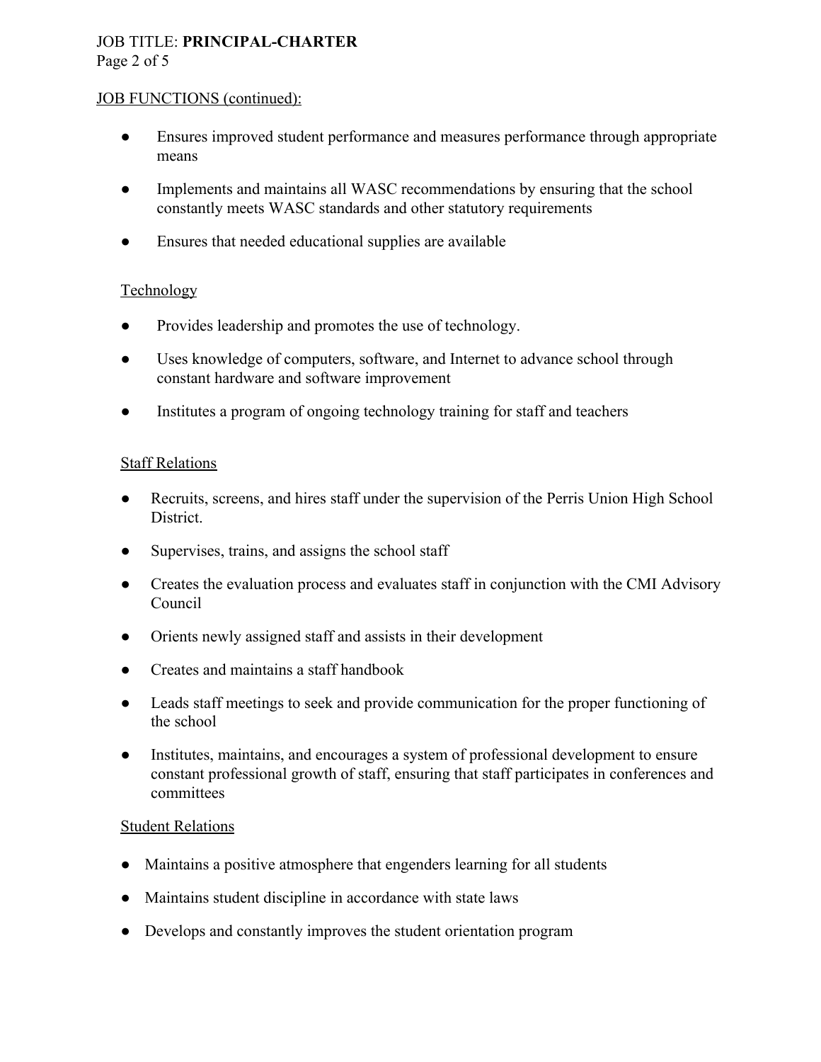JOB FUNCTIONS (continued):

- Ensures improved student performance and measures performance through appropriate means
- Implements and maintains all WASC recommendations by ensuring that the school constantly meets WASC standards and other statutory requirements
- Ensures that needed educational supplies are available

Technology

- Provides leadership and promotes the use of technology.
- Uses knowledge of computers, software, and Internet to advance school through constant hardware and software improvement
- Institutes a program of ongoing technology training for staff and teachers

Staff Relations

- Recruits, screens, and hires staff under the supervision of the Perris Union High School District.
- Supervises, trains, and assigns the school staff
- Creates the evaluation process and evaluates staff in conjunction with the CMI Advisory Council
- Orients newly assigned staff and assists in their development
- Creates and maintains a staff handbook
- Leads staff meetings to seek and provide communication for the proper functioning of the school
- Institutes, maintains, and encourages a system of professional development to ensure constant professional growth of staff, ensuring that staff participates in conferences and committees

Student Relations

- Maintains a positive atmosphere that engenders learning for all students
- Maintains student discipline in accordance with state laws
- Develops and constantly improves the student orientation program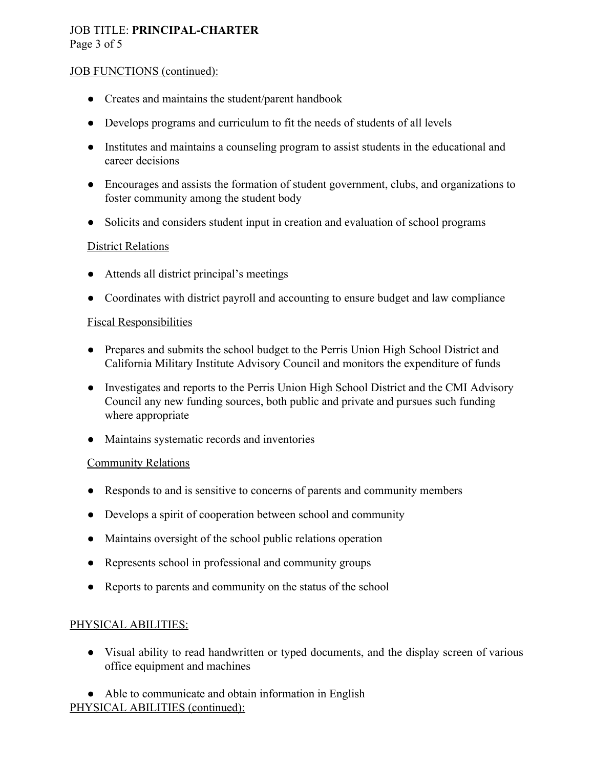JOB FUNCTIONS (continued):

- Creates and maintains the student/parent handbook
- Develops programs and curriculum to fit the needs of students of all levels
- Institutes and maintains a counseling program to assist students in the educational and career decisions
- Encourages and assists the formation of student government, clubs, and organizations to foster community among the student body
- Solicits and considers student input in creation and evaluation of school programs

District Relations

- Attends all district principal's meetings
- Coordinates with district payroll and accounting to ensure budget and law compliance

Fiscal Responsibilities

- Prepares and submits the school budget to the Perris Union High School District and California Military Institute Advisory Council and monitors the expenditure of funds
- Investigates and reports to the Perris Union High School District and the CMI Advisory Council any new funding sources, both public and private and pursues such funding where appropriate
- Maintains systematic records and inventories

Community Relations

- Responds to and is sensitive to concerns of parents and community members
- Develops a spirit of cooperation between school and community
- Maintains oversight of the school public relations operation
- Represents school in professional and community groups
- Reports to parents and community on the status of the school

PHYSICAL ABILITIES:

- Visual ability to read handwritten or typed documents, and the display screen of various office equipment and machines
- Able to communicate and obtain information in English

PHYSICAL ABILITIES (continued):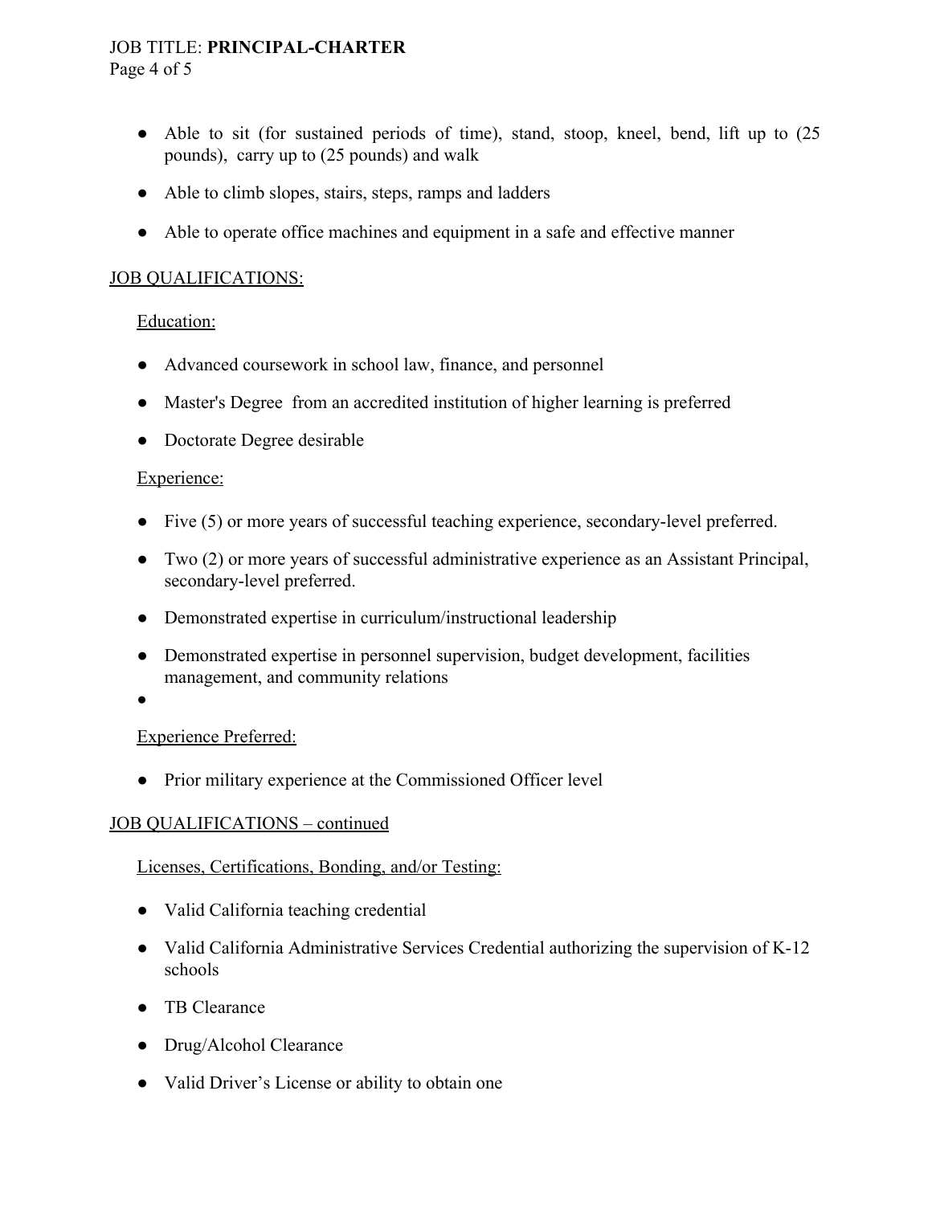- Able to sit (for sustained periods of time), stand, stoop, kneel, bend, lift up to (25 pounds), carry up to (25 pounds) and walk
- Able to climb slopes, stairs, steps, ramps and ladders
- Able to operate office machines and equipment in a safe and effective manner

## JOB QUALIFICATIONS:

### Education:

- Advanced coursework in school law, finance, and personnel
- Master's Degree from an accredited institution of higher learning is preferred
- Doctorate Degree desirable

### Experience:

- Five (5) or more years of successful teaching experience, secondary-level preferred.
- Two (2) or more years of successful administrative experience as an Assistant Principal, secondary-level preferred.
- Demonstrated expertise in curriculum/instructional leadership
- Demonstrated expertise in personnel supervision, budget development, facilities management, and community relations

### Experience Preferred:

- Prior military experience at the Commissioned Officer level

## JOB QUALIFICATIONS – continued

### Licenses, Certifications, Bonding, and/or Testing:

- Valid California teaching credential
- Valid California Administrative Services Credential authorizing the supervision of K-12 schools
- TB Clearance
- Drug/Alcohol Clearance
- Valid Driver's License or ability to obtain one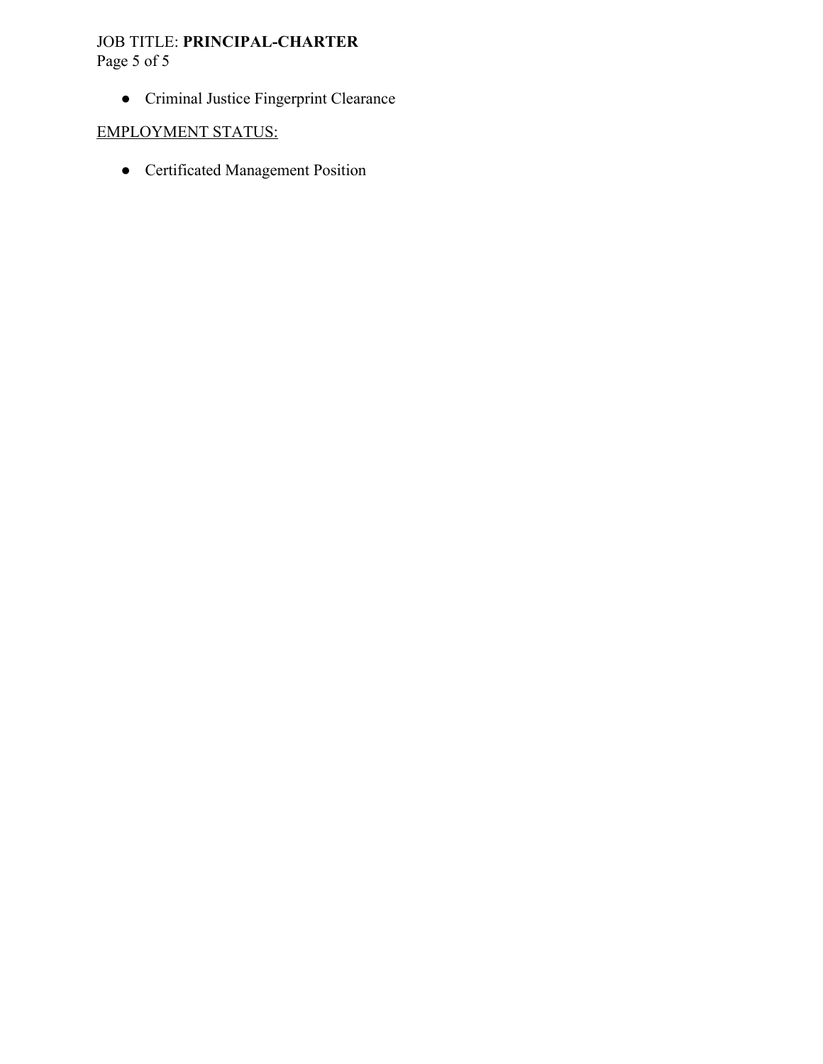- Criminal Justice Fingerprint Clearance

EMPLOYMENT STATUS:

- Certificated Management Position